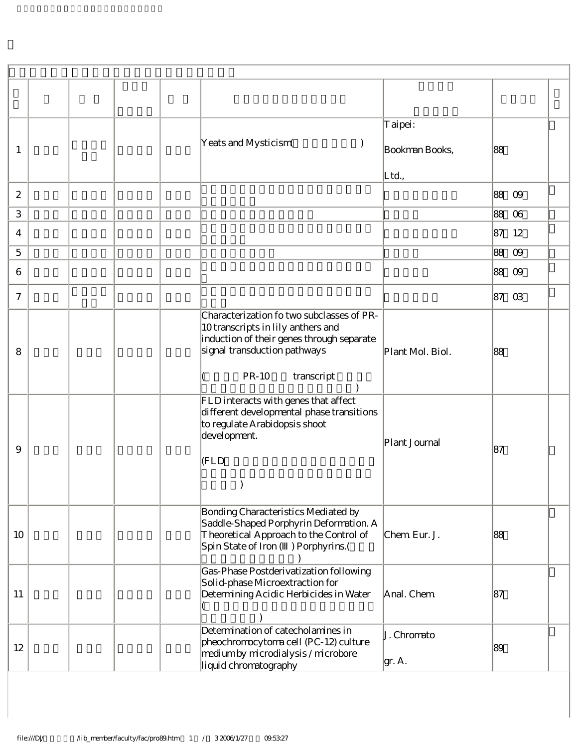| | | | | | | | | |
|---|---|---|---|---|---|---|---|---|
| 1 | | | | | Yeats and Mysticism( ) | Taipei: Bookman Books, Ltd., | 88 | |
| 2 | | | | | | | 88 09 | |
| 3 | | | | | | | 88 06 | |
| 4 | | | | | | | 87 12 | |
| 5 | | | | | | | 88 09 | |
| 6 | | | | | | | 88 09 | |
| 7 | | | | | | | 87 03 | |
| 8 | | | | | Characterization fo two subclasses of PR-10 transcripts in lily anthers and induction of their genes through separate signal transduction pathways ( PR-10 transcript ) | Plant Mol. Biol. | 88 | |
| 9 | | | | | FLD interacts with genes that affect different developmental phase transitions to regulate Arabidopsis shoot development. (FLD ) | Plant Journal | 87 | |
| 10 | | | | | Bonding Characteristics Mediated by Saddle-Shaped Porphyrin Deformation. A Theoretical Approach to the Control of Spin State of Iron (III) Porphyrins.( ) | Chem. Eur. J. | 88 | |
| 11 | | | | | Gas-Phase Postderivatization following Solid-phase Microextraction for Determining Acidic Herbicides in Water ( ) | Anal. Chem. | 87 | |
| 12 | | | | | Determination of catecholamines in pheochromocytoma cell (PC-12) culture medium by microdialysis / microbore liquid chromatography | J. Chromatogr. A. | 89 | |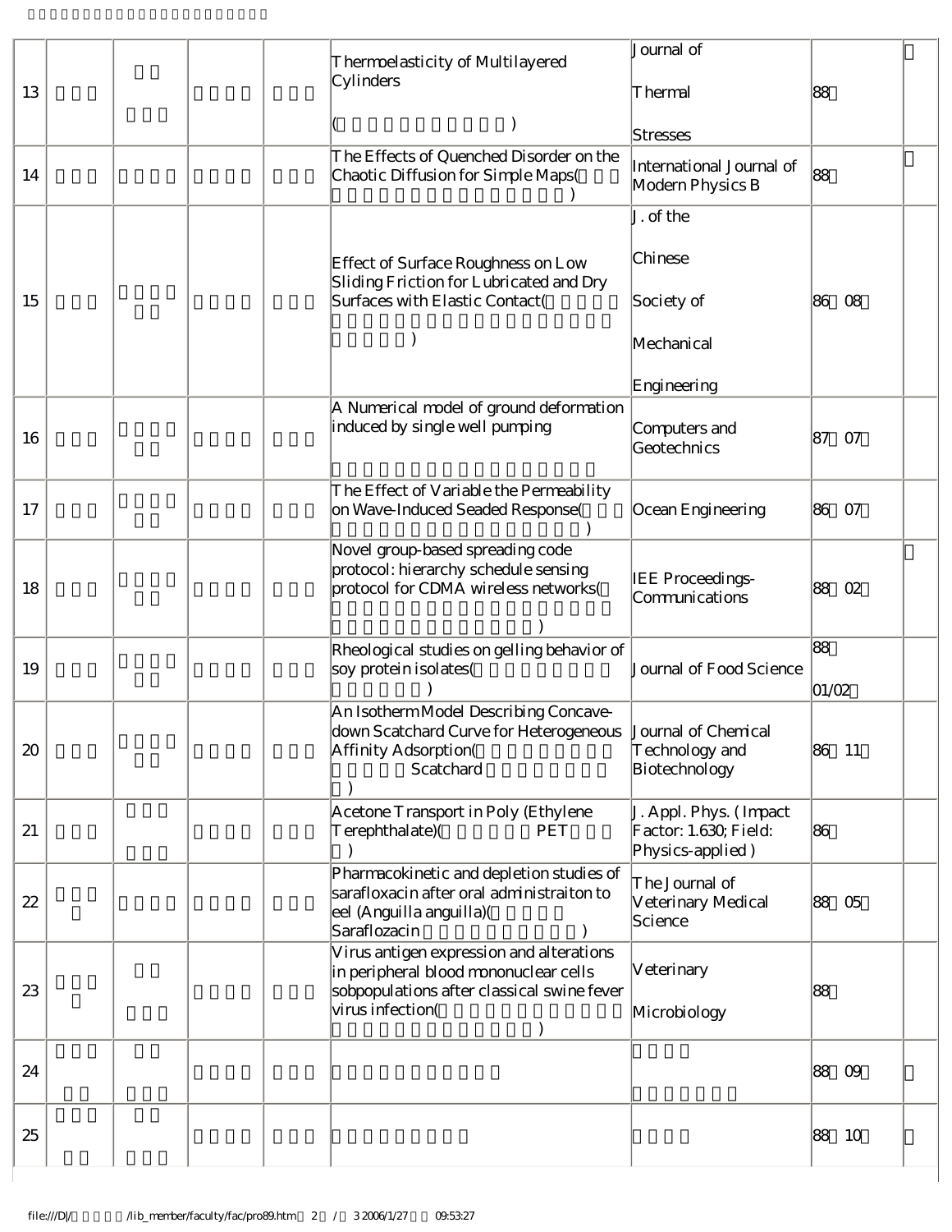| 13 | | | | | Thermoelasticity of Multilayered Cylinders ( ) | Journal of Thermal Stresses | 88 | |
|---|---|---|---|---|---|---|---|---|
| 14 | | | | | The Effects of Quenched Disorder on the Chaotic Diffusion for Simple Maps( ) | International Journal of Modern Physics B | 88 | |
| 15 | | | | | Effect of Surface Roughness on Low Sliding Friction for Lubricated and Dry Surfaces with Elastic Contact( ) | J. of the Chinese Society of Mechanical Engineering | 86 08 | |
| 16 | | | | | A Numerical model of ground deformation induced by single well pumping | Computers and Geotechnics | 87 07 | |
| 17 | | | | | The Effect of Variable the Permeability on Wave-Induced Seaded Response( ) | Ocean Engineering | 86 07 | |
| 18 | | | | | Novel group-based spreading code protocol: hierarchy schedule sensing protocol for CDMA wireless networks( ) | IEE Proceedings-Communications | 88 02 | |
| 19 | | | | | Rheological studies on gelling behavior of soy protein isolates( ) | Journal of Food Science | 88 01/02 | |
| 20 | | | | | An Isotherm Model Describing Concave-down Scatchard Curve for Heterogeneous Affinity Adsorption( Scatchard ) | Journal of Chemical Technology and Biotechnology | 86 11 | |
| 21 | | | | | Acetone Transport in Poly (Ethylene Terephthalate)( PET ) | J. Appl. Phys. (Impact Factor: 1.630; Field: Physics-applied) | 86 | |
| 22 | | | | | Pharmacokinetic and depletion studies of sarafloxacin after oral administraiton to eel (Anguilla anguilla)( Saraflozacin ) | The Journal of Veterinary Medical Science | 88 05 | |
| 23 | | | | | Virus antigen expression and alterations in peripheral blood mononuclear cells sobpopulations after classical swine fever virus infection( ) | Veterinary Microbiology | 88 | |
| 24 | | | | | | | 88 09 | |
| 25 | | | | | | | 88 10 | |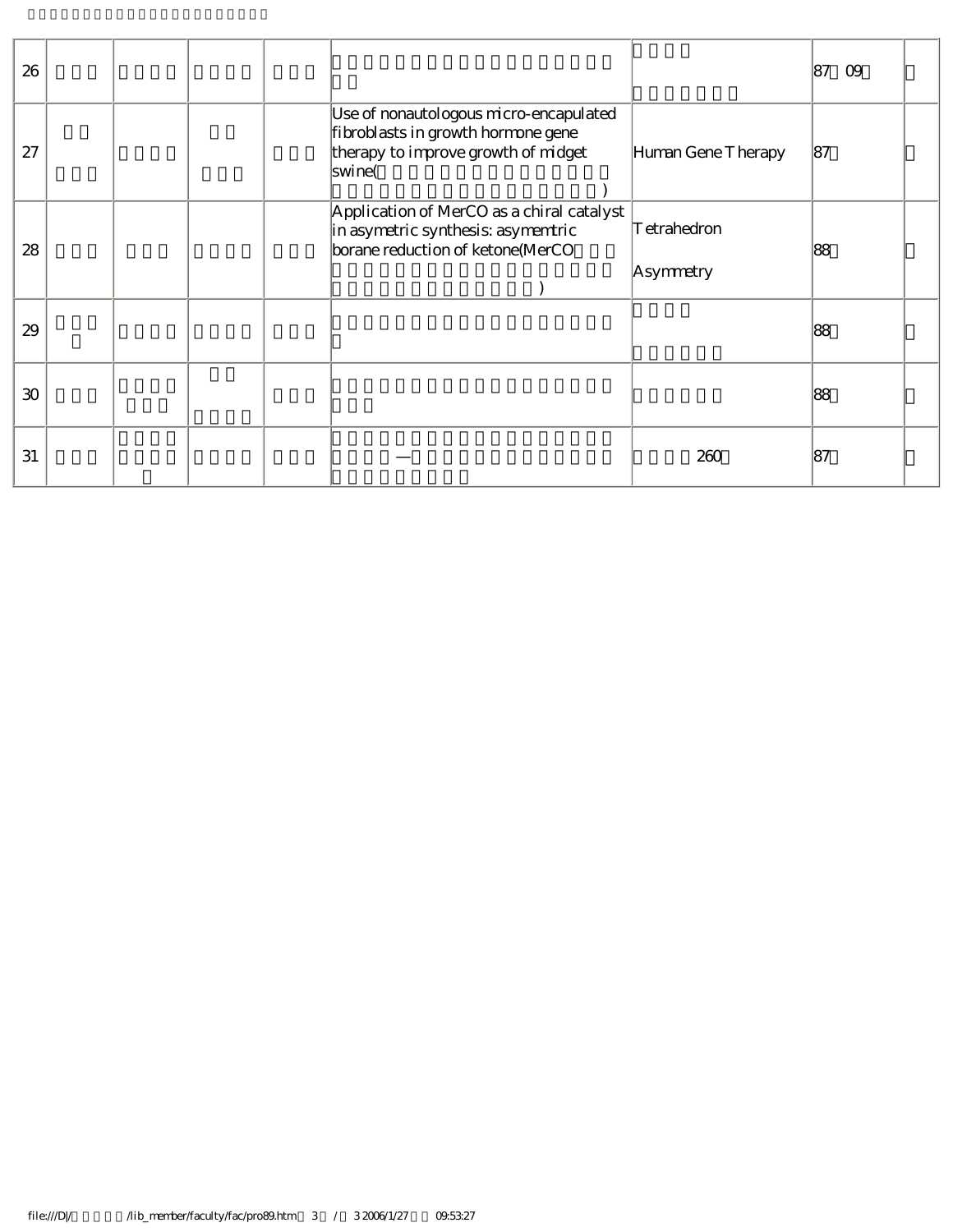| | | | | | | | | |
|---|---|---|---|---|---|---|---|---|
| 26 | | | | | | | 87 09 | |
| 27 | | | | | Use of nonautologous micro-encapulated fibroblasts in growth hormone gene therapy to improve growth of midget swine( ) | Human Gene Therapy | 87 | |
| 28 | | | | | Application of MerCO as a chiral catalyst in asymetric synthesis: asymemtric borane reduction of ketone(MerCO ) | Tetrahedron Asymmetry | 88 | |
| 29 | | | | | | | 88 | |
| 30 | | | | | | | 88 | |
| 31 | | | | | — | 260 | 87 | |